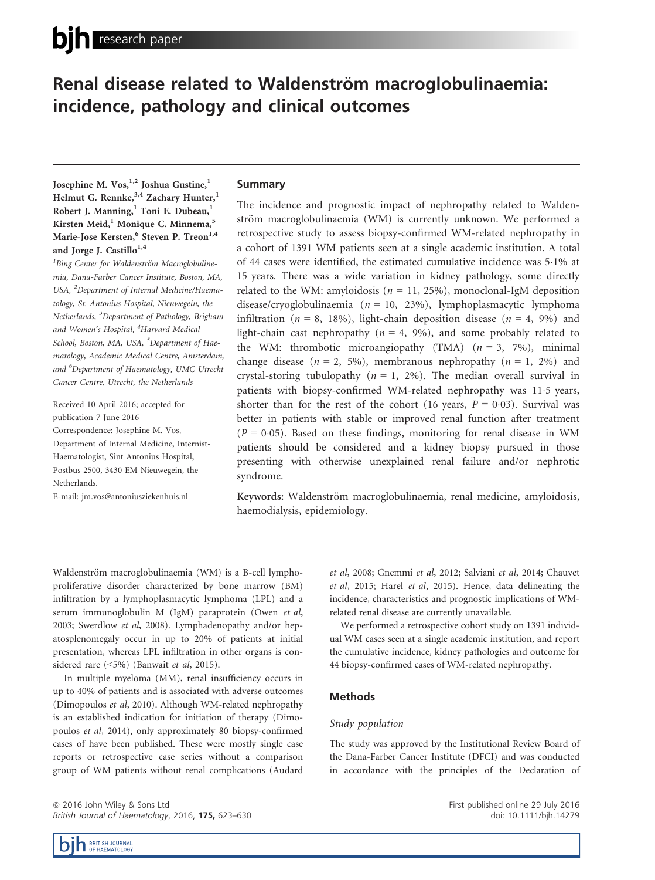# Renal disease related to Waldenström macroglobulinaemia: incidence, pathology and clinical outcomes

Josephine M. Vos,[1,2] Joshua Gustine,[1] Helmut G. Rennke,[3,4] Zachary Hunter,[1] Robert J. Manning,[1] Toni E. Dubeau,[1] Kirsten Meid,[1] Monique C. Minnema,[5] Marie-Jose Kersten,[6] Steven P. Treon[1,4] and Jorge J. Castillo[1,4]

[1]Bing Center for Waldenström Macroglobulinemia, Dana-Farber Cancer Institute, Boston, MA, USA, [2]Department of Internal Medicine/Haematology, St. Antonius Hospital, Nieuwegein, the Netherlands, [3]Department of Pathology, Brigham and Women's Hospital, [4]Harvard Medical School, Boston, MA, USA, [5]Department of Haematology, Academic Medical Centre, Amsterdam, and [6]Department of Haematology, UMC Utrecht Cancer Centre, Utrecht, the Netherlands

Received 10 April 2016; accepted for publication 7 June 2016

Correspondence: Josephine M. Vos, Department of Internal Medicine, Internist-Haematologist, Sint Antonius Hospital, Postbus 2500, 3430 EM Nieuwegein, the Netherlands.

E-mail: jm.vos@antoniusziekenhuis.nl

## Summary

The incidence and prognostic impact of nephropathy related to Waldenström macroglobulinaemia (WM) is currently unknown. We performed a retrospective study to assess biopsy-confirmed WM-related nephropathy in a cohort of 1391 WM patients seen at a single academic institution. A total of 44 cases were identified, the estimated cumulative incidence was 5·1% at 15 years. There was a wide variation in kidney pathology, some directly related to the WM: amyloidosis ($n$ = 11, 25%), monoclonal-IgM deposition disease/cryoglobulinaemia ($n$ = 10, 23%), lymphoplasmacytic lymphoma infiltration ($n$ = 8, 18%), light-chain deposition disease ($n$ = 4, 9%) and light-chain cast nephropathy ($n$ = 4, 9%), and some probably related to the WM: thrombotic microangiopathy (TMA) ($n$ = 3, 7%), minimal change disease ($n$ = 2, 5%), membranous nephropathy ($n$ = 1, 2%) and crystal-storing tubulopathy ($n$ = 1, 2%). The median overall survival in patients with biopsy-confirmed WM-related nephropathy was 11·5 years, shorter than for the rest of the cohort (16 years, $P$ = 0·03). Survival was better in patients with stable or improved renal function after treatment ($P$ = 0·05). Based on these findings, monitoring for renal disease in WM patients should be considered and a kidney biopsy pursued in those presenting with otherwise unexplained renal failure and/or nephrotic syndrome.

**Keywords:** Waldenström macroglobulinaemia, renal medicine, amyloidosis, haemodialysis, epidemiology.

Waldenström macroglobulinaemia (WM) is a B-cell lymphoproliferative disorder characterized by bone marrow (BM) infiltration by a lymphoplasmacytic lymphoma (LPL) and a serum immunoglobulin M (IgM) paraprotein (Owen *et al*, 2003; Swerdlow *et al*, 2008). Lymphadenopathy and/or hepatosplenomegaly occur in up to 20% of patients at initial presentation, whereas LPL infiltration in other organs is considered rare (<5%) (Banwait *et al*, 2015).

In multiple myeloma (MM), renal insufficiency occurs in up to 40% of patients and is associated with adverse outcomes (Dimopoulos *et al*, 2010). Although WM-related nephropathy is an established indication for initiation of therapy (Dimopoulos *et al*, 2014), only approximately 80 biopsy-confirmed cases of have been published. These were mostly single case reports or retrospective case series without a comparison group of WM patients without renal complications (Audard *et al*, 2008; Gnemmi *et al*, 2012; Salviani *et al*, 2014; Chauvet *et al*, 2015; Harel *et al*, 2015). Hence, data delineating the incidence, characteristics and prognostic implications of WM-related renal disease are currently unavailable.

We performed a retrospective cohort study on 1391 individual WM cases seen at a single academic institution, and report the cumulative incidence, kidney pathologies and outcome for 44 biopsy-confirmed cases of WM-related nephropathy.

## Methods

### Study population

The study was approved by the Institutional Review Board of the Dana-Farber Cancer Institute (DFCI) and was conducted in accordance with the principles of the Declaration of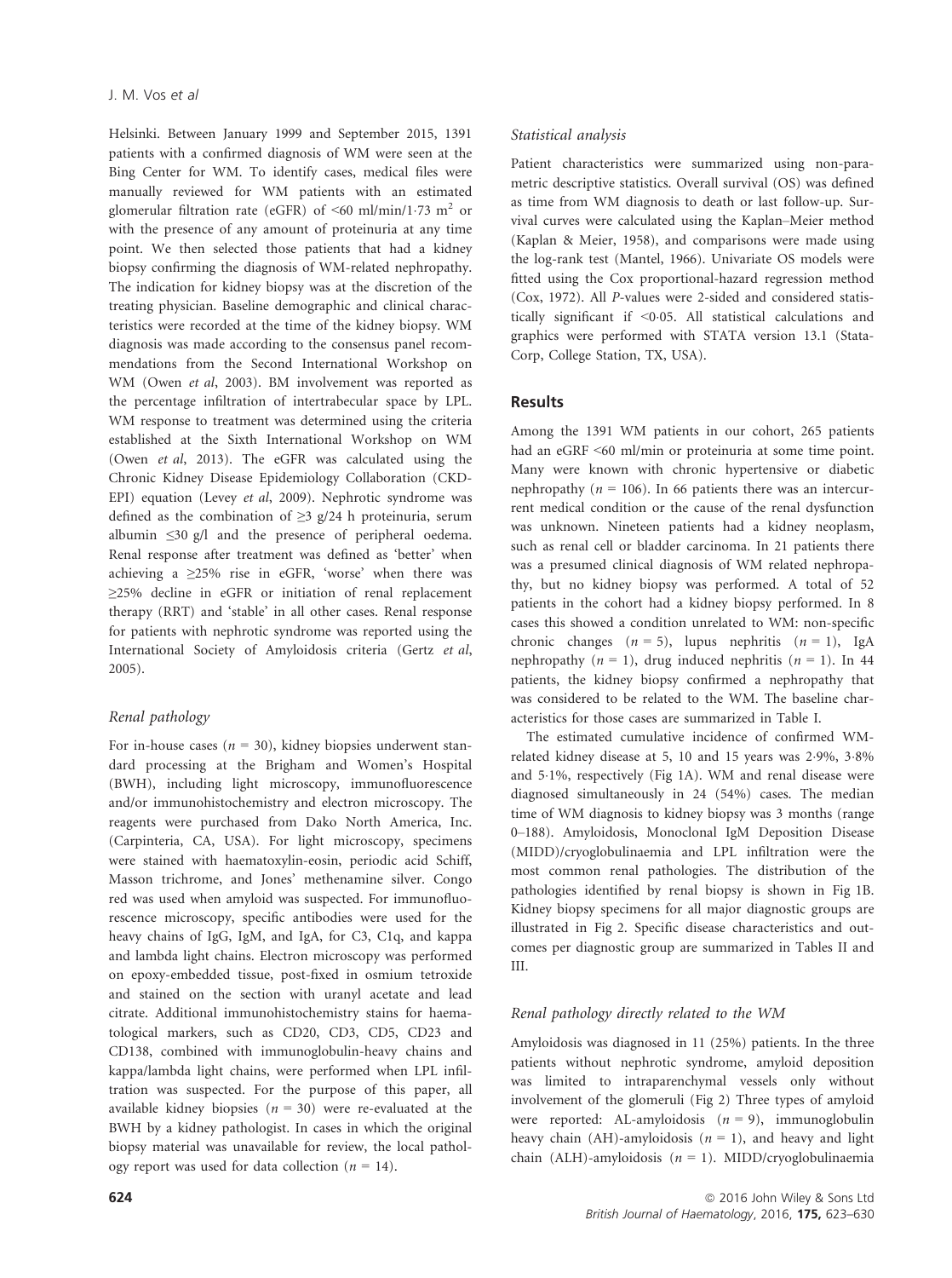Helsinki. Between January 1999 and September 2015, 1391 patients with a confirmed diagnosis of WM were seen at the Bing Center for WM. To identify cases, medical files were manually reviewed for WM patients with an estimated glomerular filtration rate (eGFR) of <60 ml/min/1·73 m$^2$ or with the presence of any amount of proteinuria at any time point. We then selected those patients that had a kidney biopsy confirming the diagnosis of WM-related nephropathy. The indication for kidney biopsy was at the discretion of the treating physician. Baseline demographic and clinical characteristics were recorded at the time of the kidney biopsy. WM diagnosis was made according to the consensus panel recommendations from the Second International Workshop on WM (Owen *et al*, 2003). BM involvement was reported as the percentage infiltration of intertrabecular space by LPL. WM response to treatment was determined using the criteria established at the Sixth International Workshop on WM (Owen *et al*, 2013). The eGFR was calculated using the Chronic Kidney Disease Epidemiology Collaboration (CKD-EPI) equation (Levey *et al*, 2009). Nephrotic syndrome was defined as the combination of ≥3 g/24 h proteinuria, serum albumin ≤30 g/l and the presence of peripheral oedema. Renal response after treatment was defined as 'better' when achieving a ≥25% rise in eGFR, 'worse' when there was ≥25% decline in eGFR or initiation of renal replacement therapy (RRT) and 'stable' in all other cases. Renal response for patients with nephrotic syndrome was reported using the International Society of Amyloidosis criteria (Gertz *et al*, 2005).

### Renal pathology

For in-house cases ($n$ = 30), kidney biopsies underwent standard processing at the Brigham and Women's Hospital (BWH), including light microscopy, immunofluorescence and/or immunohistochemistry and electron microscopy. The reagents were purchased from Dako North America, Inc. (Carpinteria, CA, USA). For light microscopy, specimens were stained with haematoxylin-eosin, periodic acid Schiff, Masson trichrome, and Jones' methenamine silver. Congo red was used when amyloid was suspected. For immunofluorescence microscopy, specific antibodies were used for the heavy chains of IgG, IgM, and IgA, for C3, C1q, and kappa and lambda light chains. Electron microscopy was performed on epoxy-embedded tissue, post-fixed in osmium tetroxide and stained on the section with uranyl acetate and lead citrate. Additional immunohistochemistry stains for haematological markers, such as CD20, CD3, CD5, CD23 and CD138, combined with immunoglobulin-heavy chains and kappa/lambda light chains, were performed when LPL infiltration was suspected. For the purpose of this paper, all available kidney biopsies ($n$ = 30) were re-evaluated at the BWH by a kidney pathologist. In cases in which the original biopsy material was unavailable for review, the local pathology report was used for data collection ($n$ = 14).

### Statistical analysis

Patient characteristics were summarized using non-parametric descriptive statistics. Overall survival (OS) was defined as time from WM diagnosis to death or last follow-up. Survival curves were calculated using the Kaplan–Meier method (Kaplan & Meier, 1958), and comparisons were made using the log-rank test (Mantel, 1966). Univariate OS models were fitted using the Cox proportional-hazard regression method (Cox, 1972). All *P*-values were 2-sided and considered statistically significant if <0·05. All statistical calculations and graphics were performed with STATA version 13.1 (StataCorp, College Station, TX, USA).

## Results

Among the 1391 WM patients in our cohort, 265 patients had an eGRF <60 ml/min or proteinuria at some time point. Many were known with chronic hypertensive or diabetic nephropathy ($n$ = 106). In 66 patients there was an intercurrent medical condition or the cause of the renal dysfunction was unknown. Nineteen patients had a kidney neoplasm, such as renal cell or bladder carcinoma. In 21 patients there was a presumed clinical diagnosis of WM related nephropathy, but no kidney biopsy was performed. A total of 52 patients in the cohort had a kidney biopsy performed. In 8 cases this showed a condition unrelated to WM: non-specific chronic changes ($n$ = 5), lupus nephritis ($n$ = 1), IgA nephropathy ($n$ = 1), drug induced nephritis ($n$ = 1). In 44 patients, the kidney biopsy confirmed a nephropathy that was considered to be related to the WM. The baseline characteristics for those cases are summarized in Table I.

The estimated cumulative incidence of confirmed WM-related kidney disease at 5, 10 and 15 years was 2·9%, 3·8% and 5·1%, respectively (Fig 1A). WM and renal disease were diagnosed simultaneously in 24 (54%) cases. The median time of WM diagnosis to kidney biopsy was 3 months (range 0–188). Amyloidosis, Monoclonal IgM Deposition Disease (MIDD)/cryoglobulinaemia and LPL infiltration were the most common renal pathologies. The distribution of the pathologies identified by renal biopsy is shown in Fig 1B. Kidney biopsy specimens for all major diagnostic groups are illustrated in Fig 2. Specific disease characteristics and outcomes per diagnostic group are summarized in Tables II and III.

### Renal pathology directly related to the WM

Amyloidosis was diagnosed in 11 (25%) patients. In the three patients without nephrotic syndrome, amyloid deposition was limited to intraparenchymal vessels only without involvement of the glomeruli (Fig 2) Three types of amyloid were reported: AL-amyloidosis ($n$ = 9), immunoglobulin heavy chain (AH)-amyloidosis ($n$ = 1), and heavy and light chain (ALH)-amyloidosis ($n$ = 1). MIDD/cryoglobulinaemia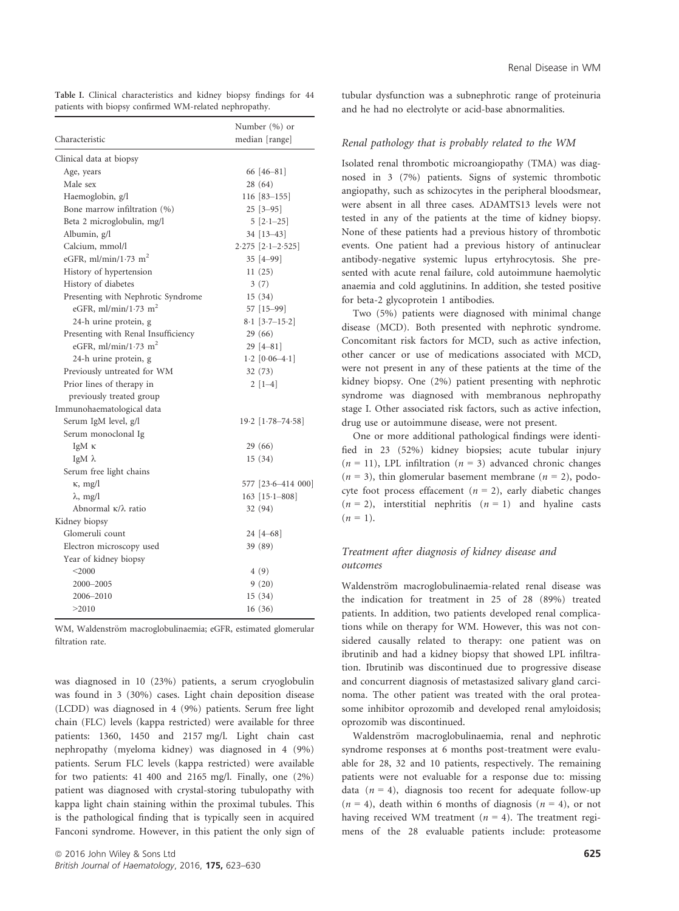**Table I.** Clinical characteristics and kidney biopsy findings for 44 patients with biopsy confirmed WM-related nephropathy.

| Characteristic | Number (%) or median [range] |
|---|---|
| Clinical data at biopsy | |
| Age, years | 66 [46–81] |
| Male sex | 28 (64) |
| Haemoglobin, g/l | 116 [83–155] |
| Bone marrow infiltration (%) | 25 [3–95] |
| Beta 2 microglobulin, mg/l | 5 [2·1–25] |
| Albumin, g/l | 34 [13–43] |
| Calcium, mmol/l | 2·275 [2·1–2·525] |
| eGFR, ml/min/1·73 $m^2$ | 35 [4–99] |
| History of hypertension | 11 (25) |
| History of diabetes | 3 (7) |
| Presenting with Nephrotic Syndrome | 15 (34) |
| eGFR, ml/min/1·73 $m^2$ | 57 [15–99] |
| 24-h urine protein, g | 8·1 [3·7–15·2] |
| Presenting with Renal Insufficiency | 29 (66) |
| eGFR, ml/min/1·73 $m^2$ | 29 [4–81] |
| 24-h urine protein, g | 1·2 [0·06–4·1] |
| Previously untreated for WM | 32 (73) |
| Prior lines of therapy in previously treated group | 2 [1–4] |
| Immunohaematological data | |
| Serum IgM level, g/l | 19·2 [1·78–74·58] |
| Serum monoclonal Ig | |
| IgM κ | 29 (66) |
| IgM λ | 15 (34) |
| Serum free light chains | |
| κ, mg/l | 577 [23·6–414 000] |
| λ, mg/l | 163 [15·1–808] |
| Abnormal κ/λ ratio | 32 (94) |
| Kidney biopsy | |
| Glomeruli count | 24 [4–68] |
| Electron microscopy used | 39 (89) |
| Year of kidney biopsy | |
| <2000 | 4 (9) |
| 2000–2005 | 9 (20) |
| 2006–2010 | 15 (34) |
| >2010 | 16 (36) |

WM, Waldenström macroglobulinaemia; eGFR, estimated glomerular filtration rate.

was diagnosed in 10 (23%) patients, a serum cryoglobulin was found in 3 (30%) cases. Light chain deposition disease (LCDD) was diagnosed in 4 (9%) patients. Serum free light chain (FLC) levels (kappa restricted) were available for three patients: 1360, 1450 and 2157 mg/l. Light chain cast nephropathy (myeloma kidney) was diagnosed in 4 (9%) patients. Serum FLC levels (kappa restricted) were available for two patients: 41 400 and 2165 mg/l. Finally, one (2%) patient was diagnosed with crystal-storing tubulopathy with kappa light chain staining within the proximal tubules. This is the pathological finding that is typically seen in acquired Fanconi syndrome. However, in this patient the only sign of tubular dysfunction was a subnephrotic range of proteinuria and he had no electrolyte or acid-base abnormalities.

### Renal pathology that is probably related to the WM

Isolated renal thrombotic microangiopathy (TMA) was diagnosed in 3 (7%) patients. Signs of systemic thrombotic angiopathy, such as schizocytes in the peripheral bloodsmear, were absent in all three cases. ADAMTS13 levels were not tested in any of the patients at the time of kidney biopsy. None of these patients had a previous history of thrombotic events. One patient had a previous history of antinuclear antibody-negative systemic lupus ertyhrocytosis. She presented with acute renal failure, cold autoimmune haemolytic anaemia and cold agglutinins. In addition, she tested positive for beta-2 glycoprotein 1 antibodies.

Two (5%) patients were diagnosed with minimal change disease (MCD). Both presented with nephrotic syndrome. Concomitant risk factors for MCD, such as active infection, other cancer or use of medications associated with MCD, were not present in any of these patients at the time of the kidney biopsy. One (2%) patient presenting with nephrotic syndrome was diagnosed with membranous nephropathy stage I. Other associated risk factors, such as active infection, drug use or autoimmune disease, were not present.

One or more additional pathological findings were identified in 23 (52%) kidney biopsies; acute tubular injury ($n$ = 11), LPL infiltration ($n$ = 3) advanced chronic changes ($n$ = 3), thin glomerular basement membrane ($n$ = 2), podocyte foot process effacement ($n$ = 2), early diabetic changes ($n$ = 2), interstitial nephritis ($n$ = 1) and hyaline casts ($n$ = 1).

### Treatment after diagnosis of kidney disease and outcomes

Waldenström macroglobulinaemia-related renal disease was the indication for treatment in 25 of 28 (89%) treated patients. In addition, two patients developed renal complications while on therapy for WM. However, this was not considered causally related to therapy: one patient was on ibrutinib and had a kidney biopsy that showed LPL infiltration. Ibrutinib was discontinued due to progressive disease and concurrent diagnosis of metastasized salivary gland carcinoma. The other patient was treated with the oral proteasome inhibitor oprozomib and developed renal amyloidosis; oprozomib was discontinued.

Waldenström macroglobulinaemia, renal and nephrotic syndrome responses at 6 months post-treatment were evaluable for 28, 32 and 10 patients, respectively. The remaining patients were not evaluable for a response due to: missing data ($n$ = 4), diagnosis too recent for adequate follow-up ($n$ = 4), death within 6 months of diagnosis ($n$ = 4), or not having received WM treatment ($n$ = 4). The treatment regimens of the 28 evaluable patients include: proteasome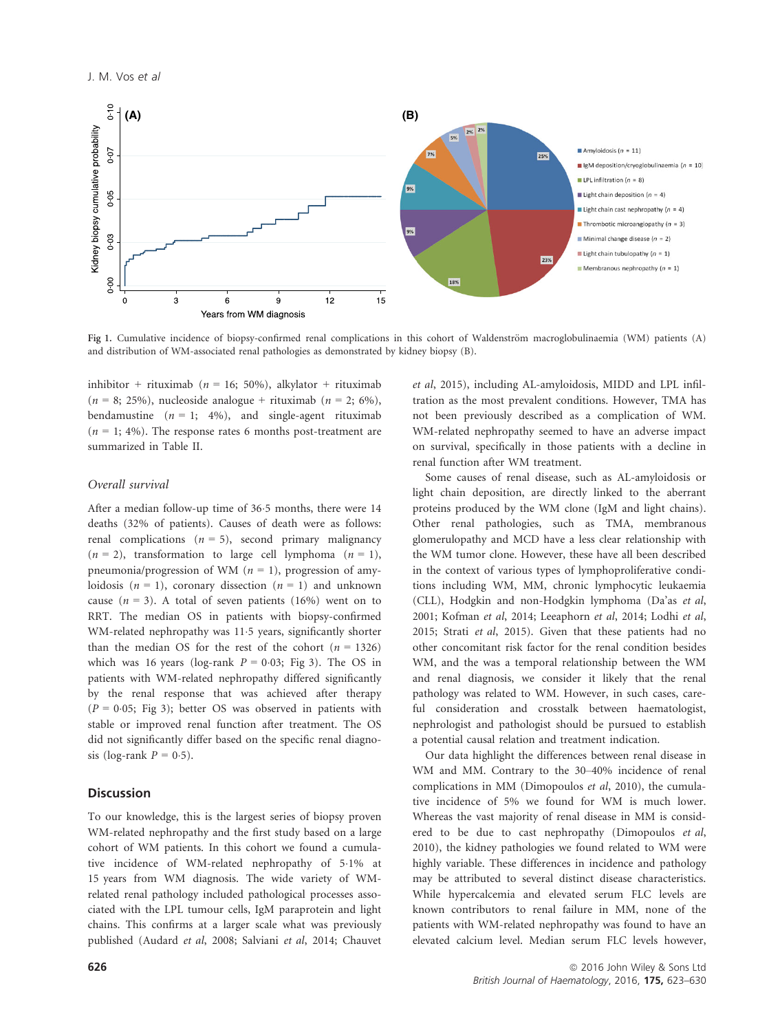Fig 1. Cumulative incidence of biopsy-confirmed renal complications in this cohort of Waldenström macroglobulinaemia (WM) patients (A) and distribution of WM-associated renal pathologies as demonstrated by kidney biopsy (B).

inhibitor + rituximab ($n$ = 16; 50%), alkylator + rituximab ($n$ = 8; 25%), nucleoside analogue + rituximab ($n$ = 2), 6%), bendamustine ($n$ = 1; 4%), and single-agent rituximab ($n$ = 1; 4%). The response rates 6 months post-treatment are summarized in Table II.

### *Overall survival*

After a median follow-up time of 36·5 months, there were 14 deaths (32% of patients). Causes of death were as follows: renal complications ($n$ = 5), second primary malignancy ($n$ = 2), transformation to large cell lymphoma ($n$ = 1), pneumonia/progression of WM ($n$ = 1), progression of amyloidosis ($n$ = 1), coronary dissection ($n$ = 1) and unknown cause ($n$ = 3). A total of seven patients (16%) went on to RRT. The median OS in patients with biopsy-confirmed WM-related nephropathy was 11·5 years, significantly shorter than the median OS for the rest of the cohort ($n$ = 1326) which was 16 years (log-rank $P$ = 0·03; Fig 3). The OS in patients with WM-related nephropathy differed significantly by the renal response that was achieved after therapy ($P$ = 0·05; Fig 3); better OS was observed in patients with stable or improved renal function after treatment. The OS did not significantly differ based on the specific renal diagnosis (log-rank $P$ = 0·5).

## Discussion

To our knowledge, this is the largest series of biopsy proven WM-related nephropathy and the first study based on a large cohort of WM patients. In this cohort we found a cumulative incidence of WM-related nephropathy of 5·1% at 15 years from WM diagnosis. The wide variety of WM-related renal pathology included pathological processes associated with the LPL tumour cells, IgM paraprotein and light chains. This confirms at a larger scale what was previously published (Audard *et al*, 2008; Salviani *et al*, 2014; Chauvet *et al*, 2015), including AL-amyloidosis, MIDD and LPL infiltration as the most prevalent conditions. However, TMA has not been previously described as a complication of WM. WM-related nephropathy seemed to have an adverse impact on survival, specifically in those patients with a decline in renal function after WM treatment.

Some causes of renal disease, such as AL-amyloidosis or light chain deposition, are directly linked to the aberrant proteins produced by the WM clone (IgM and light chains). Other renal pathologies, such as TMA, membranous glomerulopathy and MCD have a less clear relationship with the WM tumor clone. However, these have all been described in the context of various types of lymphoproliferative conditions including WM, MM, chronic lymphocytic leukaemia (CLL), Hodgkin and non-Hodgkin lymphoma (Da'as *et al*, 2001; Kofman *et al*, 2014; Leeaphorn *et al*, 2014; Lodhi *et al*, 2015; Strati *et al*, 2015). Given that these patients had no other concomitant risk factor for the renal condition besides WM, and the was a temporal relationship between the WM and renal diagnosis, we consider it likely that the renal pathology was related to WM. However, in such cases, careful consideration and crosstalk between haematologist, nephrologist and pathologist should be pursued to establish a potential causal relation and treatment indication.

Our data highlight the differences between renal disease in WM and MM. Contrary to the 30–40% incidence of renal complications in MM (Dimopoulos *et al*, 2010), the cumulative incidence of 5% we found for WM is much lower. Whereas the vast majority of renal disease in MM is considered to be due to cast nephropathy (Dimopoulos *et al*, 2010), the kidney pathologies we found related to WM were highly variable. These differences in incidence and pathology may be attributed to several distinct disease characteristics. While hypercalcemia and elevated serum FLC levels are known contributors to renal failure in MM, none of the patients with WM-related nephropathy was found to have an elevated calcium level. Median serum FLC levels however,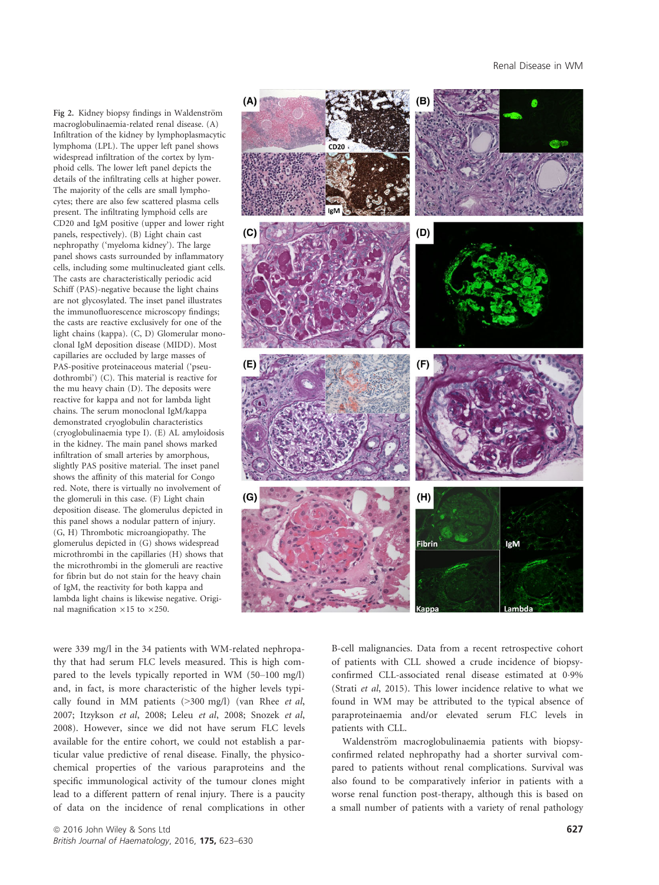Fig 2. Kidney biopsy findings in Waldenström macroglobulinaemia-related renal disease. (A) Infiltration of the kidney by lymphoplasmacytic lymphoma (LPL). The upper left panel shows widespread infiltration of the cortex by lymphoid cells. The lower left panel depicts the details of the infiltrating cells at higher power. The majority of the cells are small lymphocytes; there are also few scattered plasma cells present. The infiltrating lymphoid cells are CD20 and IgM positive (upper and lower right panels, respectively). (B) Light chain cast nephropathy ('myeloma kidney'). The large panel shows casts surrounded by inflammatory cells, including some multinucleated giant cells. The casts are characteristically periodic acid Schiff (PAS)-negative because the light chains are not glycosylated. The inset panel illustrates the immunofluorescence microscopy findings; the casts are reactive exclusively for one of the light chains (kappa). (C, D) Glomerular monoclonal IgM deposition disease (MIDD). Most capillaries are occluded by large masses of PAS-positive proteinaceous material ('pseudothrombi') (C). This material is reactive for the mu heavy chain (D). The deposits were reactive for kappa and not for lambda light chains. The serum monoclonal IgM/kappa demonstrated cryoglobulin characteristics (cryoglobulinaemia type I). (E) AL amyloidosis in the kidney. The main panel shows marked infiltration of small arteries by amorphous, slightly PAS positive material. The inset panel shows the affinity of this material for Congo red. Note, there is virtually no involvement of the glomeruli in this case. (F) Light chain deposition disease. The glomerulus depicted in this panel shows a nodular pattern of injury. (G, H) Thrombotic microangiopathy. The glomerulus depicted in (G) shows widespread microthrombi in the capillaries (H) shows that the microthrombi in the glomeruli are reactive for fibrin but do not stain for the heavy chain of IgM, the reactivity for both kappa and lambda light chains is likewise negative. Original magnification ×15 to ×250.

were 339 mg/l in the 34 patients with WM-related nephropathy that had serum FLC levels measured. This is high compared to the levels typically reported in WM (50–100 mg/l) and, in fact, is more characteristic of the higher levels typically found in MM patients (>300 mg/l) (van Rhee *et al*, 2007; Itzykson *et al*, 2008; Leleu *et al*, 2008; Snozek *et al*, 2008). However, since we did not have serum FLC levels available for the entire cohort, we could not establish a particular value predictive of renal disease. Finally, the physicochemical properties of the various paraproteins and the specific immunological activity of the tumour clones might lead to a different pattern of renal injury. There is a paucity of data on the incidence of renal complications in other B-cell malignancies. Data from a recent retrospective cohort of patients with CLL showed a crude incidence of biopsy-confirmed CLL-associated renal disease estimated at 0·9% (Strati *et al*, 2015). This lower incidence relative to what we found in WM may be attributed to the typical absence of paraproteinaemia and/or elevated serum FLC levels in patients with CLL.

Waldenström macroglobulinaemia patients with biopsy-confirmed related nephropathy had a shorter survival compared to patients without renal complications. Survival was also found to be comparatively inferior in patients with a worse renal function post-therapy, although this is based on a small number of patients with a variety of renal pathology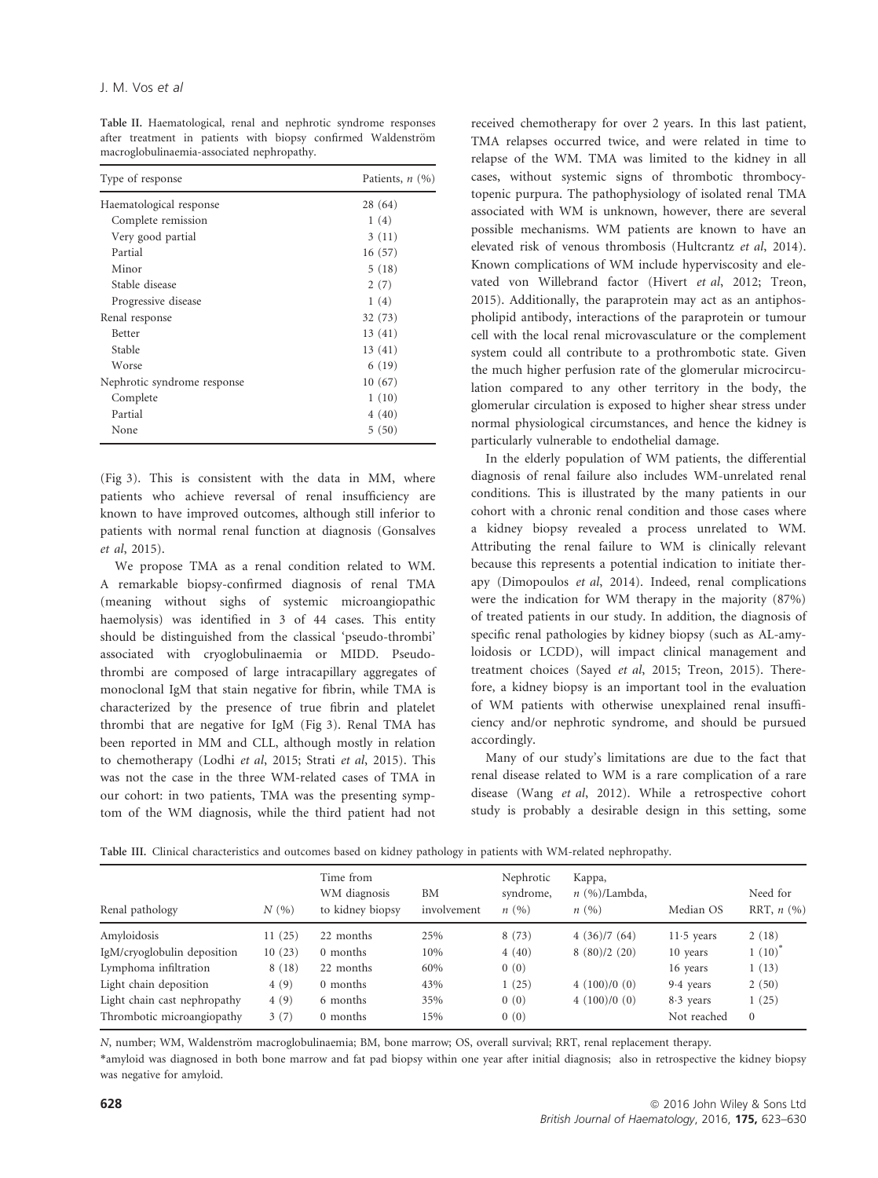Table II. Haematological, renal and nephrotic syndrome responses after treatment in patients with biopsy confirmed Waldenström macroglobulinaemia-associated nephropathy.

| Type of response | Patients, *n* (%) |
|---|---|
| Haematological response | 28 (64) |
| Complete remission | 1 (4) |
| Very good partial | 3 (11) |
| Partial | 16 (57) |
| Minor | 5 (18) |
| Stable disease | 2 (7) |
| Progressive disease | 1 (4) |
| Renal response | 32 (73) |
| Better | 13 (41) |
| Stable | 13 (41) |
| Worse | 6 (19) |
| Nephrotic syndrome response | 10 (67) |
| Complete | 1 (10) |
| Partial | 4 (40) |
| None | 5 (50) |

(Fig 3). This is consistent with the data in MM, where patients who achieve reversal of renal insufficiency are known to have improved outcomes, although still inferior to patients with normal renal function at diagnosis (Gonsalves *et al*, 2015).

We propose TMA as a renal condition related to WM. A remarkable biopsy-confirmed diagnosis of renal TMA (meaning without sighs of systemic microangiopathic haemolysis) was identified in 3 of 44 cases. This entity should be distinguished from the classical 'pseudo-thrombi' associated with cryoglobulinaemia or MIDD. Pseudo-thrombi are composed of large intracapillary aggregates of monoclonal IgM that stain negative for fibrin, while TMA is characterized by the presence of true fibrin and platelet thrombi that are negative for IgM (Fig 3). Renal TMA has been reported in MM and CLL, although mostly in relation to chemotherapy (Lodhi *et al*, 2015; Strati *et al*, 2015). This was not the case in the three WM-related cases of TMA in our cohort: in two patients, TMA was the presenting symptom of the WM diagnosis, while the third patient had not received chemotherapy for over 2 years. In this last patient, TMA relapses occurred twice, and were related in time to relapse of the WM. TMA was limited to the kidney in all cases, without systemic signs of thrombotic thrombocytopenic purpura. The pathophysiology of isolated renal TMA associated with WM is unknown, however, there are several possible mechanisms. WM patients are known to have an elevated risk of venous thrombosis (Hultcrantz *et al*, 2014). Known complications of WM include hyperviscosity and elevated von Willebrand factor (Hivert *et al*, 2012; Treon, 2015). Additionally, the paraprotein may act as an antiphospholipid antibody, interactions of the paraprotein or tumour cell with the local renal microvasculature or the complement system could all contribute to a prothrombotic state. Given the much higher perfusion rate of the glomerular microcirculation compared to any other territory in the body, the glomerular circulation is exposed to higher shear stress under normal physiological circumstances, and hence the kidney is particularly vulnerable to endothelial damage.

In the elderly population of WM patients, the differential diagnosis of renal failure also includes WM-unrelated renal conditions. This is illustrated by the many patients in our cohort with a chronic renal condition and those cases where a kidney biopsy revealed a process unrelated to WM. Attributing the renal failure to WM is clinically relevant because this represents a potential indication to initiate therapy (Dimopoulos *et al*, 2014). Indeed, renal complications were the indication for WM therapy in the majority (87%) of treated patients in our study. In addition, the diagnosis of specific renal pathologies by kidney biopsy (such as AL-amyloidosis or LCDD), will impact clinical management and treatment choices (Sayed *et al*, 2015; Treon, 2015). Therefore, a kidney biopsy is an important tool in the evaluation of WM patients with otherwise unexplained renal insufficiency and/or nephrotic syndrome, and should be pursued accordingly.

Many of our study's limitations are due to the fact that renal disease related to WM is a rare complication of a rare disease (Wang *et al*, 2012). While a retrospective cohort study is probably a desirable design in this setting, some

Table III. Clinical characteristics and outcomes based on kidney pathology in patients with WM-related nephropathy.

| Renal pathology | *N* (%) | Time from WM diagnosis to kidney biopsy | BM involvement | Nephrotic syndrome, *n* (%) | Kappa, *n* (%)/Lambda, *n* (%) | Median OS | Need for RRT, *n* (%) |
|---|---|---|---|---|---|---|---|
| Amyloidosis | 11 (25) | 22 months | 25% | 8 (73) | 4 (36)/7 (64) | 11·5 years | 2 (18) |
| IgM/cryoglobulin deposition | 10 (23) | 0 months | 10% | 4 (40) | 8 (80)/2 (20) | 10 years | 1 (10)* |
| Lymphoma infiltration | 8 (18) | 22 months | 60% | 0 (0) | | 16 years | 1 (13) |
| Light chain deposition | 4 (9) | 0 months | 43% | 1 (25) | 4 (100)/0 (0) | 9·4 years | 2 (50) |
| Light chain cast nephropathy | 4 (9) | 6 months | 35% | 0 (0) | 4 (100)/0 (0) | 8·3 years | 1 (25) |
| Thrombotic microangiopathy | 3 (7) | 0 months | 15% | 0 (0) | | Not reached | 0 |

*N*, number; WM, Waldenström macroglobulinaemia; BM, bone marrow; OS, overall survival; RRT, renal replacement therapy.

*amyloid was diagnosed in both bone marrow and fat pad biopsy within one year after initial diagnosis; also in retrospective the kidney biopsy was negative for amyloid.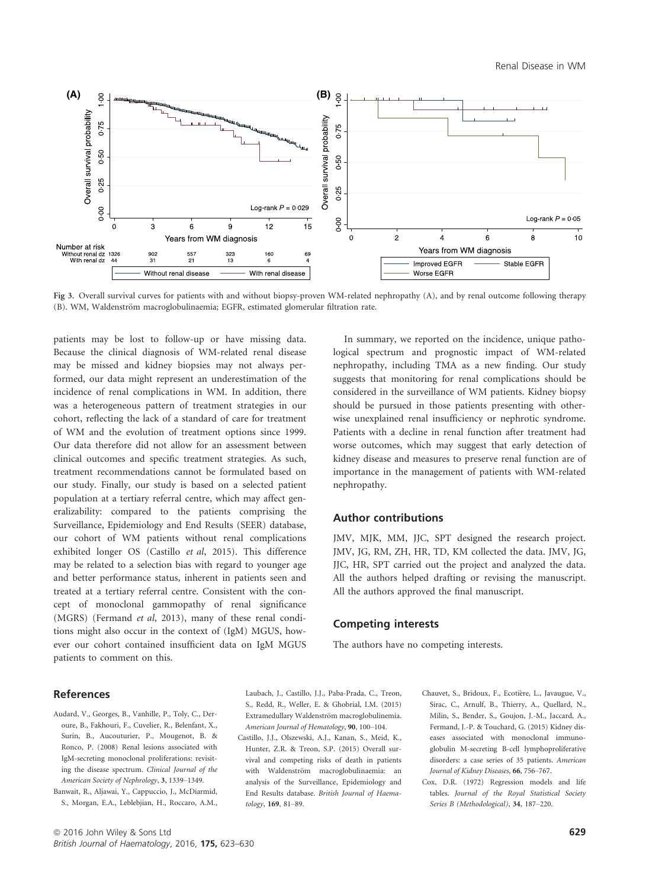Fig 3. Overall survival curves for patients with and without biopsy-proven WM-related nephropathy (A), and by renal outcome following therapy (B). WM, Waldenström macroglobulinaemia; EGFR, estimated glomerular filtration rate.

patients may be lost to follow-up or have missing data. Because the clinical diagnosis of WM-related renal disease may be missed and kidney biopsies may not always performed, our data might represent an underestimation of the incidence of renal complications in WM. In addition, there was a heterogeneous pattern of treatment strategies in our cohort, reflecting the lack of a standard of care for treatment of WM and the evolution of treatment options since 1999. Our data therefore did not allow for an assessment between clinical outcomes and specific treatment strategies. As such, treatment recommendations cannot be formulated based on our study. Finally, our study is based on a selected patient population at a tertiary referral centre, which may affect generalizability: compared to the patients comprising the Surveillance, Epidemiology and End Results (SEER) database, our cohort of WM patients without renal complications exhibited longer OS (Castillo *et al*, 2015). This difference may be related to a selection bias with regard to younger age and better performance status, inherent in patients seen and treated at a tertiary referral centre. Consistent with the concept of monoclonal gammopathy of renal significance (MGRS) (Fermand *et al*, 2013), many of these renal conditions might also occur in the context of (IgM) MGUS, however our cohort contained insufficient data on IgM MGUS patients to comment on this.

In summary, we reported on the incidence, unique pathological spectrum and prognostic impact of WM-related nephropathy, including TMA as a new finding. Our study suggests that monitoring for renal complications should be considered in the surveillance of WM patients. Kidney biopsy should be pursued in those patients presenting with otherwise unexplained renal insufficiency or nephrotic syndrome. Patients with a decline in renal function after treatment had worse outcomes, which may suggest that early detection of kidney disease and measures to preserve renal function are of importance in the management of patients with WM-related nephropathy.

## Author contributions

JMV, MJK, MM, JJC, SPT designed the research project. JMV, JG, RM, ZH, HR, TD, KM collected the data. JMV, JG, JJC, HR, SPT carried out the project and analyzed the data. All the authors helped drafting or revising the manuscript. All the authors approved the final manuscript.

## Competing interests

The authors have no competing interests.

## References

Audard, V., Georges, B., Vanhille, P., Toly, C., Deroure, B., Fakhouri, F., Cuvelier, R., Belenfant, X., Surin, B., Aucouturier, P., Mougenot, B. & Ronco, P. (2008) Renal lesions associated with IgM-secreting monoclonal proliferations: revisiting the disease spectrum. *Clinical Journal of the American Society of Nephrology*, **3**, 1339–1349.

Banwait, R., Aljawai, Y., Cappuccio, J., McDiarmid, S., Morgan, E.A., Leblebjian, H., Roccaro, A.M., Laubach, J., Castillo, J.J., Paba-Prada, C., Treon, S., Redd, R., Weller, E. & Ghobrial, I.M. (2015) Extramedullary Waldenström macroglobulinemia. *American Journal of Hematology*, **90**, 100–104.

Castillo, J.J., Olszewski, A.J., Kanan, S., Meid, K., Hunter, Z.R. & Treon, S.P. (2015) Overall survival and competing risks of death in patients with Waldenström macroglobulinaemia: an analysis of the Surveillance, Epidemiology and End Results database. *British Journal of Haematology*, **169**, 81–89.

Chauvet, S., Bridoux, F., Ecotière, L., Javaugue, V., Sirac, C., Arnulf, B., Thierry, A., Quellard, N., Milin, S., Bender, S., Goujon, J.-M., Jaccard, A., Fermand, J.-P. & Touchard, G. (2015) Kidney diseases associated with monoclonal immunoglobulin M-secreting B-cell lymphoproliferative disorders: a case series of 35 patients. *American Journal of Kidney Diseases*, **66**, 756–767.

Cox, D.R. (1972) Regression models and life tables. *Journal of the Royal Statistical Society Series B (Methodological)*, **34**, 187–220.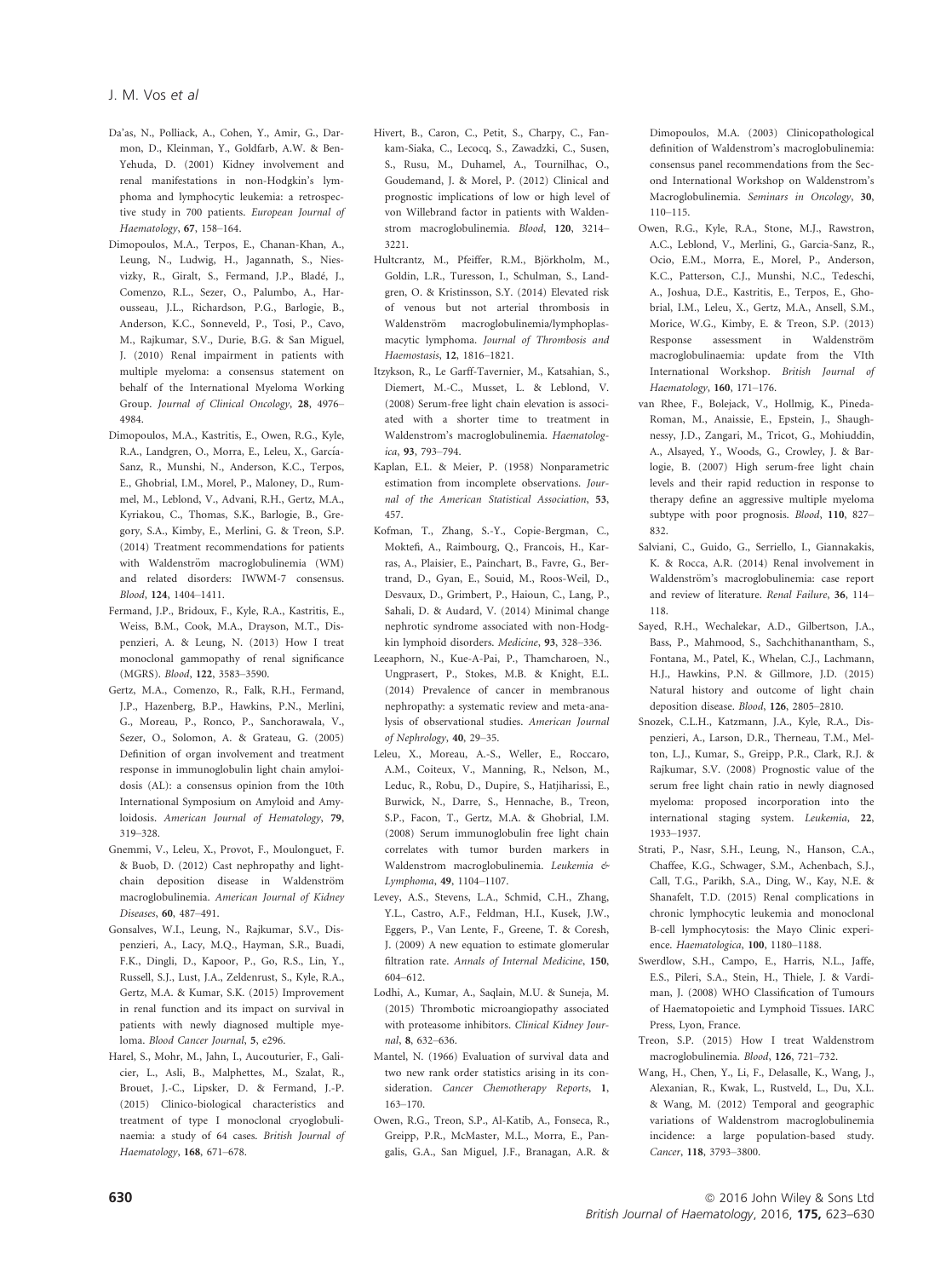Da'as, N., Polliack, A., Cohen, Y., Amir, G., Darmon, D., Kleinman, Y., Goldfarb, A.W. & Ben-Yehuda, D. (2001) Kidney involvement and renal manifestations in non-Hodgkin's lymphoma and lymphocytic leukemia: a retrospective study in 700 patients. *European Journal of Haematology*, **67**, 158–164.

Dimopoulos, M.A., Terpos, E., Chanan-Khan, A., Leung, N., Ludwig, H., Jagannath, S., Niesvizky, R., Giralt, S., Fermand, J.P., Bladé, J., Comenzo, R.L., Sezer, O., Palumbo, A., Harousseau, J.L., Richardson, P.G., Barlogie, B., Anderson, K.C., Sonneveld, P., Tosi, P., Cavo, M., Rajkumar, S.V., Durie, B.G. & San Miguel, J. (2010) Renal impairment in patients with multiple myeloma: a consensus statement on behalf of the International Myeloma Working Group. *Journal of Clinical Oncology*, **28**, 4976–4984.

Dimopoulos, M.A., Kastritis, E., Owen, R.G., Kyle, R.A., Landgren, O., Morra, E., Leleu, X., García-Sanz, R., Munshi, N., Anderson, K.C., Terpos, E., Ghobrial, I.M., Morel, P., Maloney, D., Rummel, M., Leblond, V., Advani, R.H., Gertz, M.A., Kyriakou, C., Thomas, S.K., Barlogie, B., Gregory, S.A., Kimby, E., Merlini, G. & Treon, S.P. (2014) Treatment recommendations for patients with Waldenström macroglobulinemia (WM) and related disorders: IWWM-7 consensus. *Blood*, **124**, 1404–1411.

Fermand, J.P., Bridoux, F., Kyle, R.A., Kastritis, E., Weiss, B.M., Cook, M.A., Drayson, M.T., Dispenzieri, A. & Leung, N. (2013) How I treat monoclonal gammopathy of renal significance (MGRS). *Blood*, **122**, 3583–3590.

Gertz, M.A., Comenzo, R., Falk, R.H., Fermand, J.P., Hazenberg, B.P., Hawkins, P.N., Merlini, G., Moreau, P., Ronco, P., Sanchorawala, V., Sezer, O., Solomon, A. & Grateau, G. (2005) Definition of organ involvement and treatment response in immunoglobulin light chain amyloidosis (AL): a consensus opinion from the 10th International Symposium on Amyloid and Amyloidosis. *American Journal of Hematology*, **79**, 319–328.

Gnemmi, V., Leleu, X., Provot, F., Moulonguet, F. & Buob, D. (2012) Cast nephropathy and light-chain deposition disease in Waldenström macroglobulinemia. *American Journal of Kidney Diseases*, **60**, 487–491.

Gonsalves, W.I., Leung, N., Rajkumar, S.V., Dispenzieri, A., Lacy, M.Q., Hayman, S.R., Buadi, F.K., Dingli, D., Kapoor, P., Go, R.S., Lin, Y., Russell, S.J., Lust, J.A., Zeldenrust, S., Kyle, R.A., Gertz, M.A. & Kumar, S.K. (2015) Improvement in renal function and its impact on survival in patients with newly diagnosed multiple myeloma. *Blood Cancer Journal*, **5**, e296.

Harel, S., Mohr, M., Jahn, I., Aucouturier, F., Galicier, L., Asli, B., Malphettes, M., Szalat, R., Brouet, J.-C., Lipsker, D. & Fermand, J.-P. (2015) Clinico-biological characteristics and treatment of type I monoclonal cryoglobulinaemia: a study of 64 cases. *British Journal of Haematology*, **168**, 671–678.

Hivert, B., Caron, C., Petit, S., Charpy, C., Fankam-Siaka, C., Lecocq, S., Zawadzki, C., Susen, S., Rusu, M., Duhamel, A., Tournilhac, O., Goudemand, J. & Morel, P. (2012) Clinical and prognostic implications of low or high level of von Willebrand factor in patients with Waldenstrom macroglobulinemia. *Blood*, **120**, 3214–3221.

Hultcrantz, M., Pfeiffer, R.M., Björkholm, M., Goldin, L.R., Turesson, I., Schulman, S., Landgren, O. & Kristinsson, S.Y. (2014) Elevated risk of venous but not arterial thrombosis in Waldenström macroglobulinemia/lymphoplasmacytic lymphoma. *Journal of Thrombosis and Haemostasis*, **12**, 1816–1821.

Itzykson, R., Le Garff-Tavernier, M., Katsahian, S., Diemert, M.-C., Musset, L. & Leblond, V. (2008) Serum-free light chain elevation is associated with a shorter time to treatment in Waldenstrom's macroglobulinemia. *Haematologica*, **93**, 793–794.

Kaplan, E.L. & Meier, P. (1958) Nonparametric estimation from incomplete observations. *Journal of the American Statistical Association*, **53**, 457.

Kofman, T., Zhang, S.-Y., Copie-Bergman, C., Moktefi, A., Raimbourg, Q., Francois, H., Karras, A., Plaisier, E., Painchart, B., Favre, G., Bertrand, D., Gyan, E., Souid, M., Roos-Weil, D., Desvaux, D., Grimbert, P., Haioun, C., Lang, P., Sahali, D. & Audard, V. (2014) Minimal change nephrotic syndrome associated with non-Hodgkin lymphoid disorders. *Medicine*, **93**, 328–336.

Leeaphorn, N., Kue-A-Pai, P., Thamcharoen, N., Ungprasert, P., Stokes, M.B. & Knight, E.L. (2014) Prevalence of cancer in membranous nephropathy: a systematic review and meta-analysis of observational studies. *American Journal of Nephrology*, **40**, 29–35.

Leleu, X., Moreau, A.-S., Weller, E., Roccaro, A.M., Coiteux, V., Manning, R., Nelson, M., Leduc, R., Robu, D., Dupire, S., Hatjiharissi, E., Burwick, N., Darre, S., Hennache, B., Treon, S.P., Facon, T., Gertz, M.A. & Ghobrial, I.M. (2008) Serum immunoglobulin free light chain correlates with tumor burden markers in Waldenstrom macroglobulinemia. *Leukemia & Lymphoma*, **49**, 1104–1107.

Levey, A.S., Stevens, L.A., Schmid, C.H., Zhang, Y.L., Castro, A.F., Feldman, H.I., Kusek, J.W., Eggers, P., Van Lente, F., Greene, T. & Coresh, J. (2009) A new equation to estimate glomerular filtration rate. *Annals of Internal Medicine*, **150**, 604–612.

Lodhi, A., Kumar, A., Saqlain, M.U. & Suneja, M. (2015) Thrombotic microangiopathy associated with proteasome inhibitors. *Clinical Kidney Journal*, **8**, 632–636.

Mantel, N. (1966) Evaluation of survival data and two new rank order statistics arising in its consideration. *Cancer Chemotherapy Reports*, **1**, 163–170.

Owen, R.G., Treon, S.P., Al-Katib, A., Fonseca, R., Greipp, P.R., McMaster, M.L., Morra, E., Pangalis, G.A., San Miguel, J.F., Branagan, A.R. & Dimopoulos, M.A. (2003) Clinicopathological definition of Waldenstrom's macroglobulinemia: consensus panel recommendations from the Second International Workshop on Waldenstrom's Macroglobulinemia. *Seminars in Oncology*, **30**, 110–115.

Owen, R.G., Kyle, R.A., Stone, M.J., Rawstron, A.C., Leblond, V., Merlini, G., Garcia-Sanz, R., Ocio, E.M., Morra, E., Morel, P., Anderson, K.C., Patterson, C.J., Munshi, N.C., Tedeschi, A., Joshua, D.E., Kastritis, E., Terpos, E., Ghobrial, I.M., Leleu, X., Gertz, M.A., Ansell, S.M., Morice, W.G., Kimby, E. & Treon, S.P. (2013) Response assessment in Waldenström macroglobulinaemia: update from the VIth International Workshop. *British Journal of Haematology*, **160**, 171–176.

van Rhee, F., Bolejack, V., Hollmig, K., Pineda-Roman, M., Anaissie, E., Epstein, J., Shaughnessy, J.D., Zangari, M., Tricot, G., Mohiuddin, A., Alsayed, Y., Woods, G., Crowley, J. & Barlogie, B. (2007) High serum-free light chain levels and their rapid reduction in response to therapy define an aggressive multiple myeloma subtype with poor prognosis. *Blood*, **110**, 827–832.

Salviani, C., Guido, G., Serriello, I., Giannakakis, K. & Rocca, A.R. (2014) Renal involvement in Waldenström's macroglobulinemia: case report and review of literature. *Renal Failure*, **36**, 114–118.

Sayed, R.H., Wechalekar, A.D., Gilbertson, J.A., Bass, P., Mahmood, S., Sachchithanantham, S., Fontana, M., Patel, K., Whelan, C.J., Lachmann, H.J., Hawkins, P.N. & Gillmore, J.D. (2015) Natural history and outcome of light chain deposition disease. *Blood*, **126**, 2805–2810.

Snozek, C.L.H., Katzmann, J.A., Kyle, R.A., Dispenzieri, A., Larson, D.R., Therneau, T.M., Melton, L.J., Kumar, S., Greipp, P.R., Clark, R.J. & Rajkumar, S.V. (2008) Prognostic value of the serum free light chain ratio in newly diagnosed myeloma: proposed incorporation into the international staging system. *Leukemia*, **22**, 1933–1937.

Strati, P., Nasr, S.H., Leung, N., Hanson, C.A., Chaffee, K.G., Schwager, S.M., Achenbach, S.J., Call, T.G., Parikh, S.A., Ding, W., Kay, N.E. & Shanafelt, T.D. (2015) Renal complications in chronic lymphocytic leukemia and monoclonal B-cell lymphocytosis: the Mayo Clinic experience. *Haematologica*, **100**, 1180–1188.

Swerdlow, S.H., Campo, E., Harris, N.L., Jaffe, E.S., Pileri, S.A., Stein, H., Thiele, J. & Vardiman, J. (2008) WHO Classification of Tumours of Haematopoietic and Lymphoid Tissues. IARC Press, Lyon, France.

Treon, S.P. (2015) How I treat Waldenstrom macroglobulinemia. *Blood*, **126**, 721–732.

Wang, H., Chen, Y., Li, F., Delasalle, K., Wang, J., Alexanian, R., Kwak, L., Rustveld, L., Du, X.L. & Wang, M. (2012) Temporal and geographic variations of Waldenstrom macroglobulinemia incidence: a large population-based study. *Cancer*, **118**, 3793–3800.